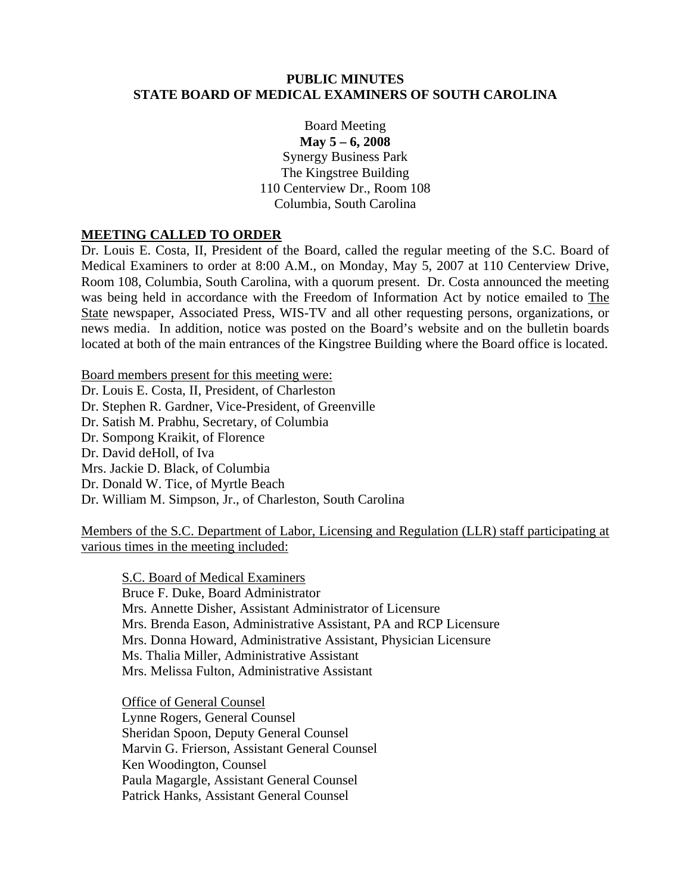**PUBLIC MINUTES**
**STATE BOARD OF MEDICAL EXAMINERS OF SOUTH CAROLINA**

Board Meeting
**May 5 – 6, 2008**
Synergy Business Park
The Kingstree Building
110 Centerview Dr., Room 108
Columbia, South Carolina

## MEETING CALLED TO ORDER

Dr. Louis E. Costa, II, President of the Board, called the regular meeting of the S.C. Board of Medical Examiners to order at 8:00 A.M., on Monday, May 5, 2007 at 110 Centerview Drive, Room 108, Columbia, South Carolina, with a quorum present. Dr. Costa announced the meeting was being held in accordance with the Freedom of Information Act by notice emailed to The State newspaper, Associated Press, WIS-TV and all other requesting persons, organizations, or news media. In addition, notice was posted on the Board's website and on the bulletin boards located at both of the main entrances of the Kingstree Building where the Board office is located.

Board members present for this meeting were:
Dr. Louis E. Costa, II, President, of Charleston
Dr. Stephen R. Gardner, Vice-President, of Greenville
Dr. Satish M. Prabhu, Secretary, of Columbia
Dr. Sompong Kraikit, of Florence
Dr. David deHoll, of Iva
Mrs. Jackie D. Black, of Columbia
Dr. Donald W. Tice, of Myrtle Beach
Dr. William M. Simpson, Jr., of Charleston, South Carolina

Members of the S.C. Department of Labor, Licensing and Regulation (LLR) staff participating at various times in the meeting included:

S.C. Board of Medical Examiners
Bruce F. Duke, Board Administrator
Mrs. Annette Disher, Assistant Administrator of Licensure
Mrs. Brenda Eason, Administrative Assistant, PA and RCP Licensure
Mrs. Donna Howard, Administrative Assistant, Physician Licensure
Ms. Thalia Miller, Administrative Assistant
Mrs. Melissa Fulton, Administrative Assistant

Office of General Counsel
Lynne Rogers, General Counsel
Sheridan Spoon, Deputy General Counsel
Marvin G. Frierson, Assistant General Counsel
Ken Woodington, Counsel
Paula Magargle, Assistant General Counsel
Patrick Hanks, Assistant General Counsel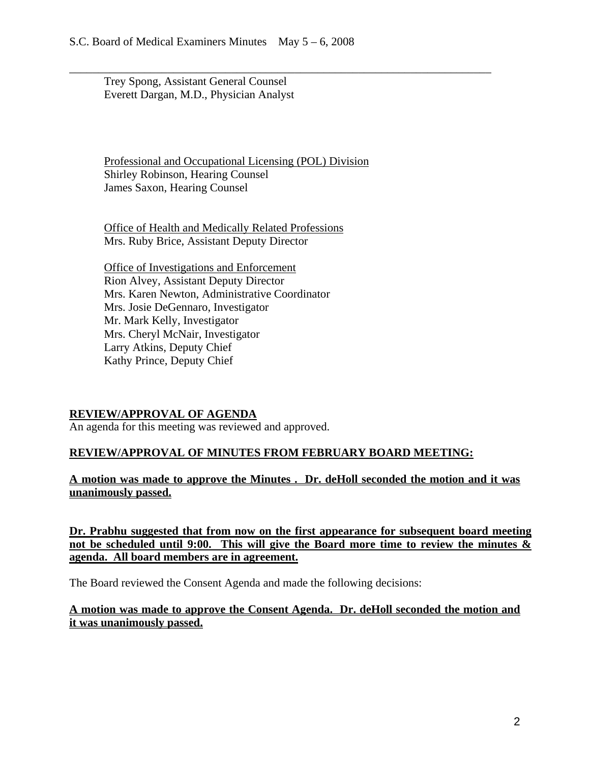Trey Spong, Assistant General Counsel
Everett Dargan, M.D., Physician Analyst

<u>Professional and Occupational Licensing (POL) Division</u>
Shirley Robinson, Hearing Counsel
James Saxon, Hearing Counsel

<u>Office of Health and Medically Related Professions</u>
Mrs. Ruby Brice, Assistant Deputy Director

<u>Office of Investigations and Enforcement</u>
Rion Alvey, Assistant Deputy Director
Mrs. Karen Newton, Administrative Coordinator
Mrs. Josie DeGennaro, Investigator
Mr. Mark Kelly, Investigator
Mrs. Cheryl McNair, Investigator
Larry Atkins, Deputy Chief
Kathy Prince, Deputy Chief

## REVIEW/APPROVAL OF AGENDA

An agenda for this meeting was reviewed and approved.

## REVIEW/APPROVAL OF MINUTES FROM FEBRUARY BOARD MEETING:

**A motion was made to approve the Minutes . Dr. deHoll seconded the motion and it was unanimously passed.**

**Dr. Prabhu suggested that from now on the first appearance for subsequent board meeting not be scheduled until 9:00. This will give the Board more time to review the minutes & agenda. All board members are in agreement.**

The Board reviewed the Consent Agenda and made the following decisions:

**A motion was made to approve the Consent Agenda. Dr. deHoll seconded the motion and it was unanimously passed.**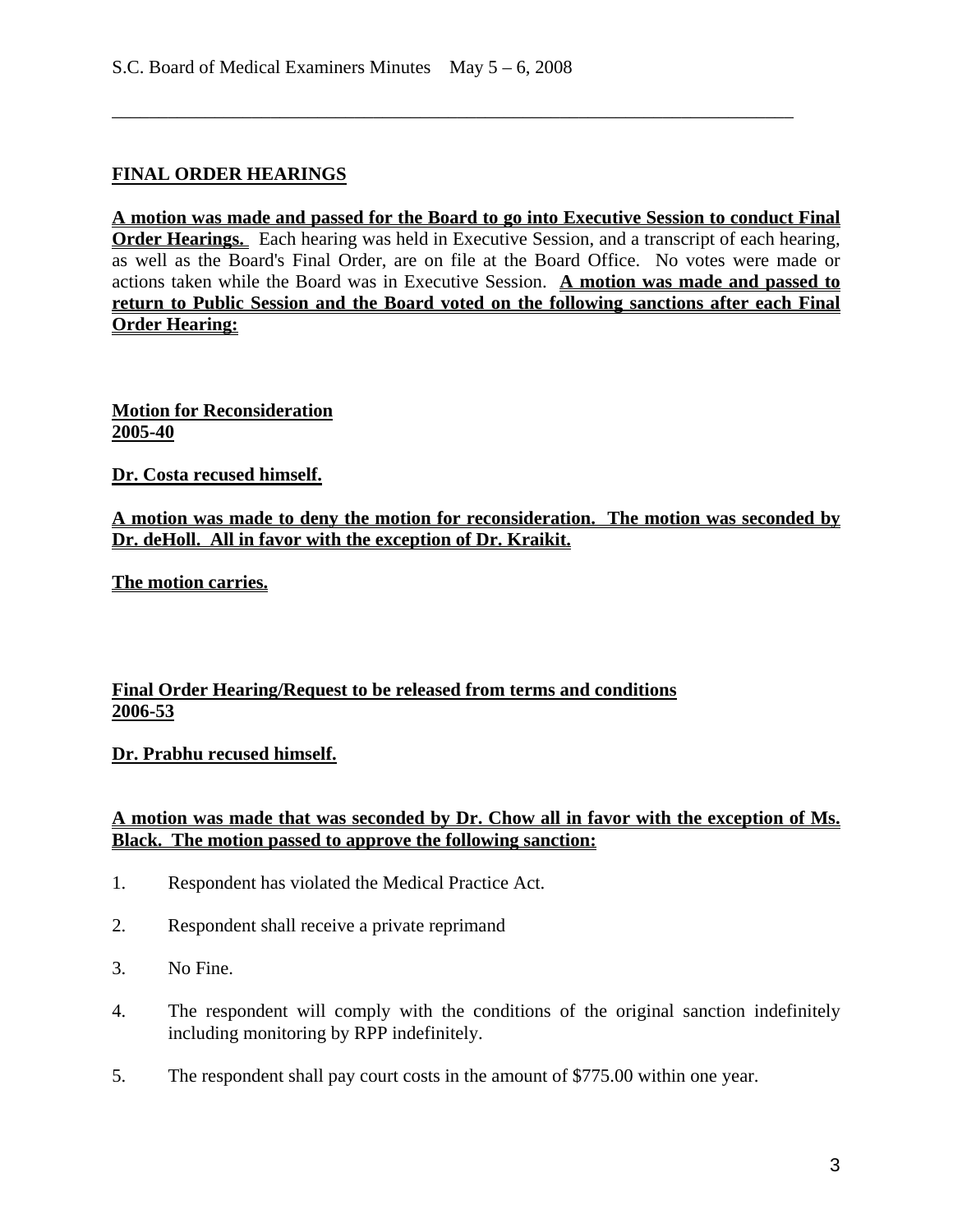## FINAL ORDER HEARINGS

**A motion was made and passed for the Board to go into Executive Session to conduct Final Order Hearings.** Each hearing was held in Executive Session, and a transcript of each hearing, as well as the Board's Final Order, are on file at the Board Office. No votes were made or actions taken while the Board was in Executive Session. **A motion was made and passed to return to Public Session and the Board voted on the following sanctions after each Final Order Hearing:**

**Motion for Reconsideration**
**2005-40**

**Dr. Costa recused himself.**

**A motion was made to deny the motion for reconsideration. The motion was seconded by Dr. deHoll. All in favor with the exception of Dr. Kraikit.**

**The motion carries.**

**Final Order Hearing/Request to be released from terms and conditions**
**2006-53**

**Dr. Prabhu recused himself.**

**A motion was made that was seconded by Dr. Chow all in favor with the exception of Ms. Black. The motion passed to approve the following sanction:**

1. Respondent has violated the Medical Practice Act.
2. Respondent shall receive a private reprimand
3. No Fine.
4. The respondent will comply with the conditions of the original sanction indefinitely including monitoring by RPP indefinitely.
5. The respondent shall pay court costs in the amount of $775.00 within one year.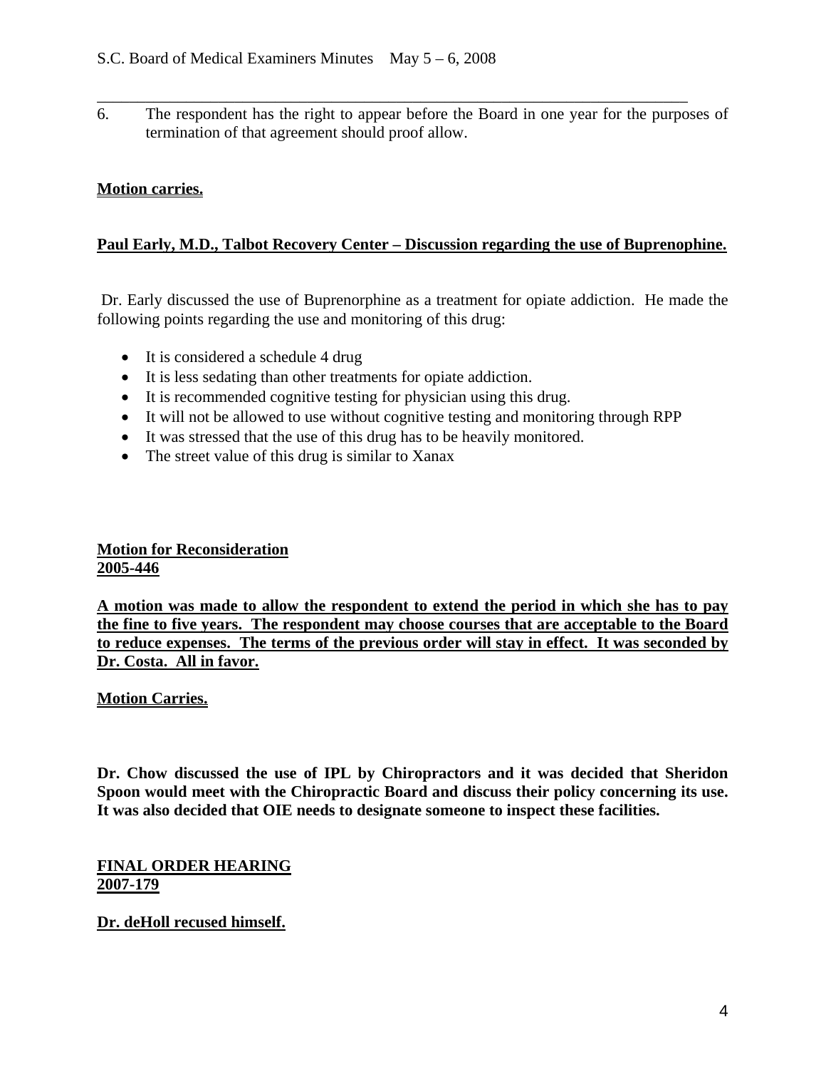6. The respondent has the right to appear before the Board in one year for the purposes of termination of that agreement should proof allow.

**Motion carries.**

**Paul Early, M.D., Talbot Recovery Center – Discussion regarding the use of Buprenophine.**

Dr. Early discussed the use of Buprenorphine as a treatment for opiate addiction. He made the following points regarding the use and monitoring of this drug:

- It is considered a schedule 4 drug
- It is less sedating than other treatments for opiate addiction.
- It is recommended cognitive testing for physician using this drug.
- It will not be allowed to use without cognitive testing and monitoring through RPP
- It was stressed that the use of this drug has to be heavily monitored.
- The street value of this drug is similar to Xanax

**Motion for Reconsideration**
**2005-446**

**A motion was made to allow the respondent to extend the period in which she has to pay the fine to five years. The respondent may choose courses that are acceptable to the Board to reduce expenses. The terms of the previous order will stay in effect. It was seconded by Dr. Costa. All in favor.**

**Motion Carries.**

**Dr. Chow discussed the use of IPL by Chiropractors and it was decided that Sheridon Spoon would meet with the Chiropractic Board and discuss their policy concerning its use. It was also decided that OIE needs to designate someone to inspect these facilities.**

**FINAL ORDER HEARING**
**2007-179**

**Dr. deHoll recused himself.**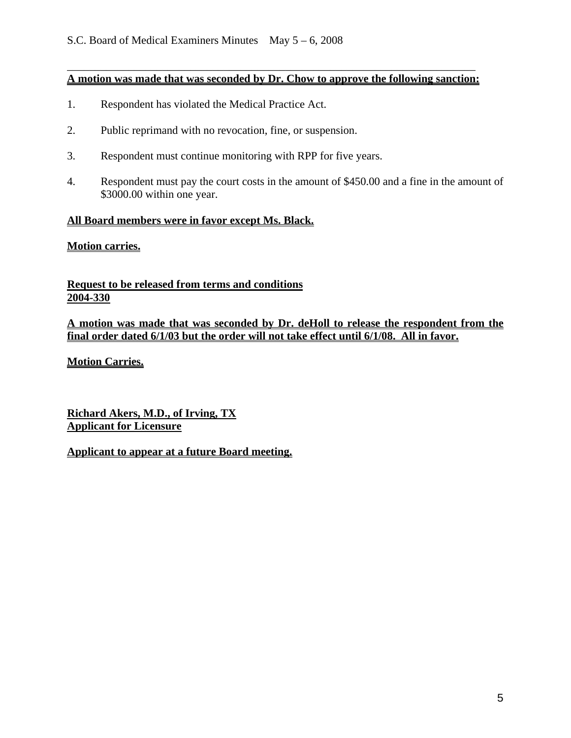**A motion was made that was seconded by Dr. Chow to approve the following sanction:**

1. Respondent has violated the Medical Practice Act.

2. Public reprimand with no revocation, fine, or suspension.

3. Respondent must continue monitoring with RPP for five years.

4. Respondent must pay the court costs in the amount of $450.00 and a fine in the amount of $3000.00 within one year.

**All Board members were in favor except Ms. Black.**

**Motion carries.**

**Request to be released from terms and conditions**
**2004-330**

**A motion was made that was seconded by Dr. deHoll to release the respondent from the final order dated 6/1/03 but the order will not take effect until 6/1/08. All in favor.**

**Motion Carries.**

**Richard Akers, M.D., of Irving, TX**
**Applicant for Licensure**

**Applicant to appear at a future Board meeting.**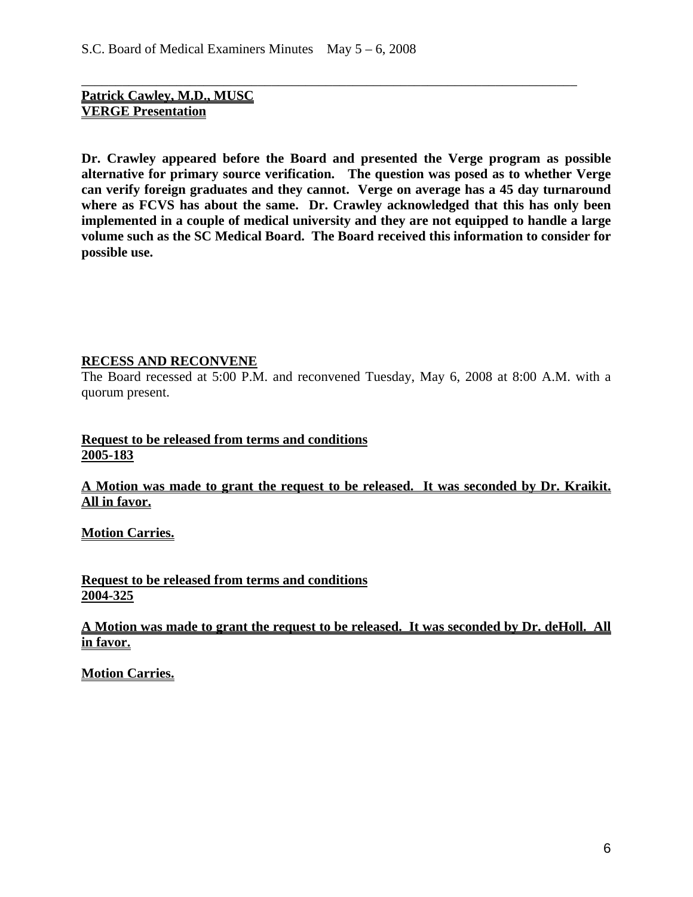**Patrick Cawley, M.D., MUSC**
**VERGE Presentation**

**Dr. Crawley appeared before the Board and presented the Verge program as possible alternative for primary source verification. The question was posed as to whether Verge can verify foreign graduates and they cannot. Verge on average has a 45 day turnaround where as FCVS has about the same. Dr. Crawley acknowledged that this has only been implemented in a couple of medical university and they are not equipped to handle a large volume such as the SC Medical Board. The Board received this information to consider for possible use.**

**RECESS AND RECONVENE**

The Board recessed at 5:00 P.M. and reconvened Tuesday, May 6, 2008 at 8:00 A.M. with a quorum present.

**Request to be released from terms and conditions**
**2005-183**

**A Motion was made to grant the request to be released. It was seconded by Dr. Kraikit. All in favor.**

**Motion Carries.**

**Request to be released from terms and conditions**
**2004-325**

**A Motion was made to grant the request to be released. It was seconded by Dr. deHoll. All in favor.**

**Motion Carries.**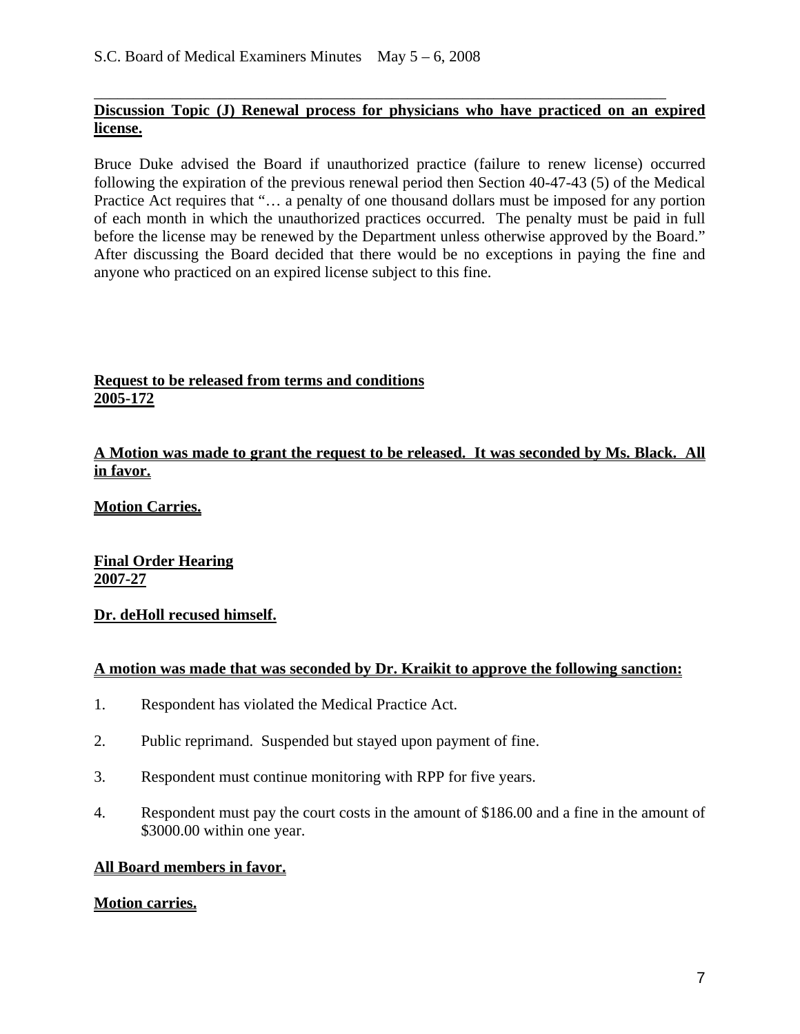**Discussion Topic (J) Renewal process for physicians who have practiced on an expired license.**

Bruce Duke advised the Board if unauthorized practice (failure to renew license) occurred following the expiration of the previous renewal period then Section 40-47-43 (5) of the Medical Practice Act requires that "… a penalty of one thousand dollars must be imposed for any portion of each month in which the unauthorized practices occurred. The penalty must be paid in full before the license may be renewed by the Department unless otherwise approved by the Board." After discussing the Board decided that there would be no exceptions in paying the fine and anyone who practiced on an expired license subject to this fine.

**Request to be released from terms and conditions**
**2005-172**

**A Motion was made to grant the request to be released. It was seconded by Ms. Black. All in favor.**

**Motion Carries.**

**Final Order Hearing**
**2007-27**

**Dr. deHoll recused himself.**

**A motion was made that was seconded by Dr. Kraikit to approve the following sanction:**

1. Respondent has violated the Medical Practice Act.

2. Public reprimand. Suspended but stayed upon payment of fine.

3. Respondent must continue monitoring with RPP for five years.

4. Respondent must pay the court costs in the amount of $186.00 and a fine in the amount of $3000.00 within one year.

**All Board members in favor.**

**Motion carries.**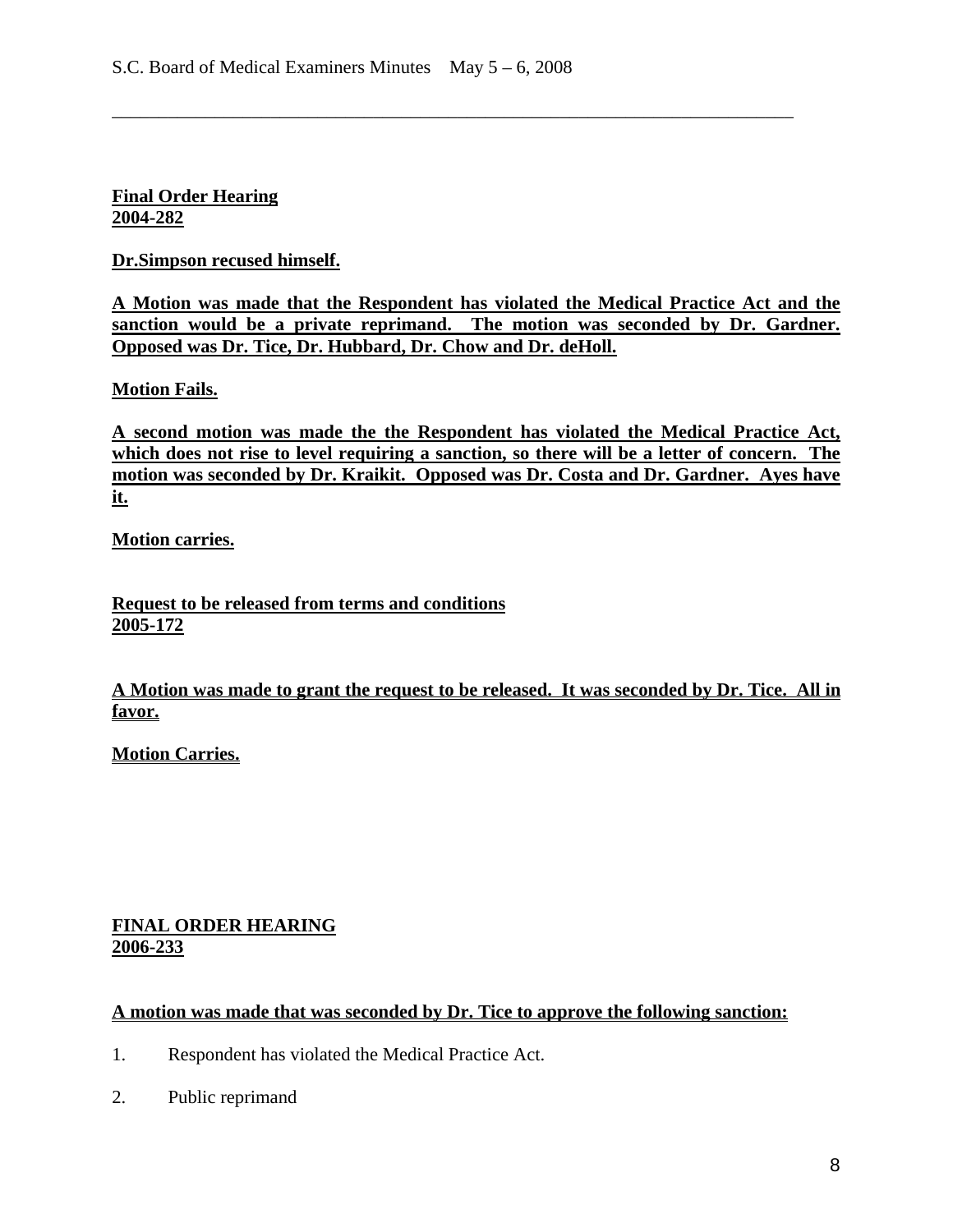**Final Order Hearing**
**2004-282**

**Dr.Simpson recused himself.**

**A Motion was made that the Respondent has violated the Medical Practice Act and the sanction would be a private reprimand. The motion was seconded by Dr. Gardner. Opposed was Dr. Tice, Dr. Hubbard, Dr. Chow and Dr. deHoll.**

**Motion Fails.**

**A second motion was made the the Respondent has violated the Medical Practice Act, which does not rise to level requiring a sanction, so there will be a letter of concern. The motion was seconded by Dr. Kraikit. Opposed was Dr. Costa and Dr. Gardner. Ayes have it.**

**Motion carries.**

**Request to be released from terms and conditions**
**2005-172**

**A Motion was made to grant the request to be released. It was seconded by Dr. Tice. All in favor.**

**Motion Carries.**

**FINAL ORDER HEARING**
**2006-233**

**A motion was made that was seconded by Dr. Tice to approve the following sanction:**

1. Respondent has violated the Medical Practice Act.
2. Public reprimand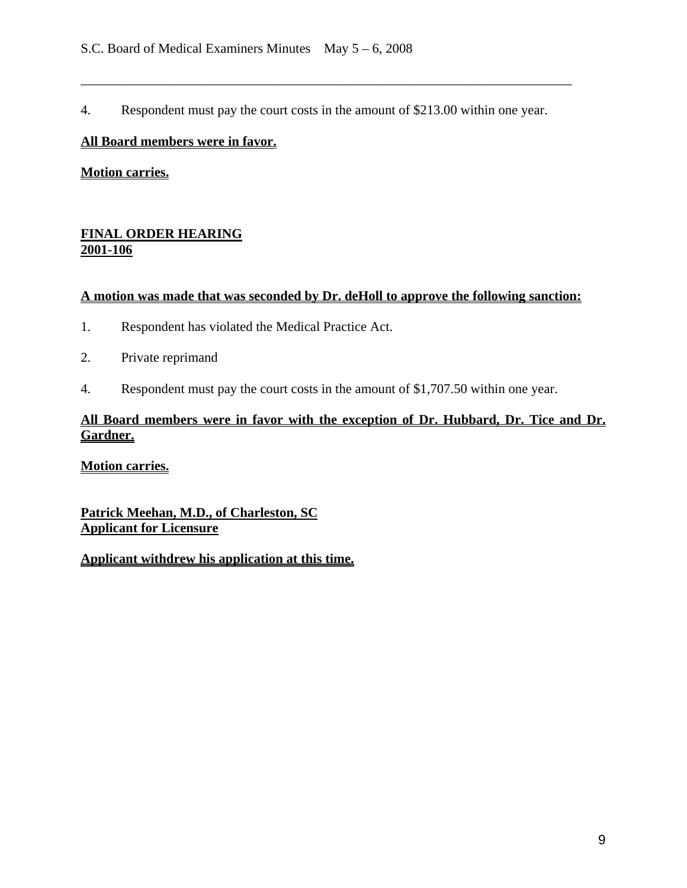4. Respondent must pay the court costs in the amount of $213.00 within one year.

**All Board members were in favor.**

**Motion carries.**

**FINAL ORDER HEARING**
**2001-106**

**A motion was made that was seconded by Dr. deHoll to approve the following sanction:**

1. Respondent has violated the Medical Practice Act.

2. Private reprimand

4. Respondent must pay the court costs in the amount of $1,707.50 within one year.

**All Board members were in favor with the exception of Dr. Hubbard, Dr. Tice and Dr. Gardner.**

**Motion carries.**

**Patrick Meehan, M.D., of Charleston, SC**
**Applicant for Licensure**

**Applicant withdrew his application at this time.**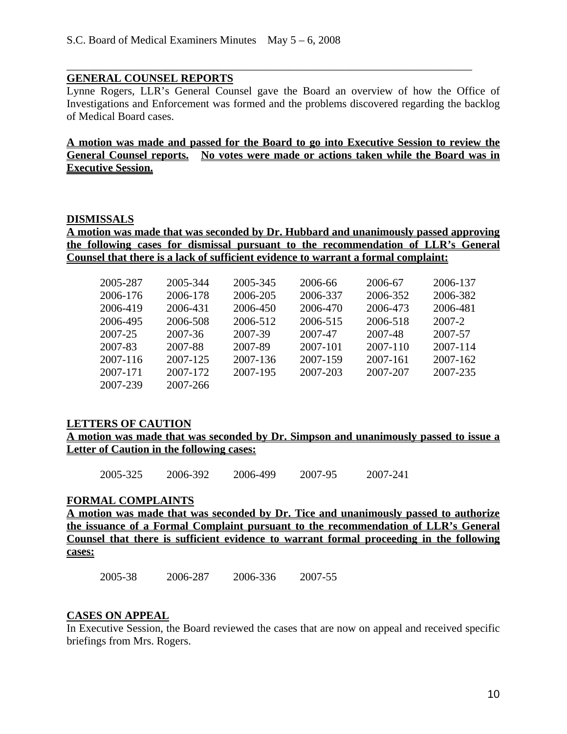## GENERAL COUNSEL REPORTS

Lynne Rogers, LLR's General Counsel gave the Board an overview of how the Office of Investigations and Enforcement was formed and the problems discovered regarding the backlog of Medical Board cases.

**A motion was made and passed for the Board to go into Executive Session to review the General Counsel reports. No votes were made or actions taken while the Board was in Executive Session.**

## DISMISSALS

**A motion was made that was seconded by Dr. Hubbard and unanimously passed approving the following cases for dismissal pursuant to the recommendation of LLR's General Counsel that there is a lack of sufficient evidence to warrant a formal complaint:**

| | | | | | |
|---|---|---|---|---|---|
| 2005-287 | 2005-344 | 2005-345 | 2006-66 | 2006-67 | 2006-137 |
| 2006-176 | 2006-178 | 2006-205 | 2006-337 | 2006-352 | 2006-382 |
| 2006-419 | 2006-431 | 2006-450 | 2006-470 | 2006-473 | 2006-481 |
| 2006-495 | 2006-508 | 2006-512 | 2006-515 | 2006-518 | 2007-2 |
| 2007-25 | 2007-36 | 2007-39 | 2007-47 | 2007-48 | 2007-57 |
| 2007-83 | 2007-88 | 2007-89 | 2007-101 | 2007-110 | 2007-114 |
| 2007-116 | 2007-125 | 2007-136 | 2007-159 | 2007-161 | 2007-162 |
| 2007-171 | 2007-172 | 2007-195 | 2007-203 | 2007-207 | 2007-235 |
| 2007-239 | 2007-266 | | | | |

## LETTERS OF CAUTION

**A motion was made that was seconded by Dr. Simpson and unanimously passed to issue a Letter of Caution in the following cases:**

2005-325 &nbsp;&nbsp; 2006-392 &nbsp;&nbsp; 2006-499 &nbsp;&nbsp; 2007-95 &nbsp;&nbsp; 2007-241

## FORMAL COMPLAINTS

**A motion was made that was seconded by Dr. Tice and unanimously passed to authorize the issuance of a Formal Complaint pursuant to the recommendation of LLR's General Counsel that there is sufficient evidence to warrant formal proceeding in the following cases:**

2005-38 &nbsp;&nbsp; 2006-287 &nbsp;&nbsp; 2006-336 &nbsp;&nbsp; 2007-55

## CASES ON APPEAL

In Executive Session, the Board reviewed the cases that are now on appeal and received specific briefings from Mrs. Rogers.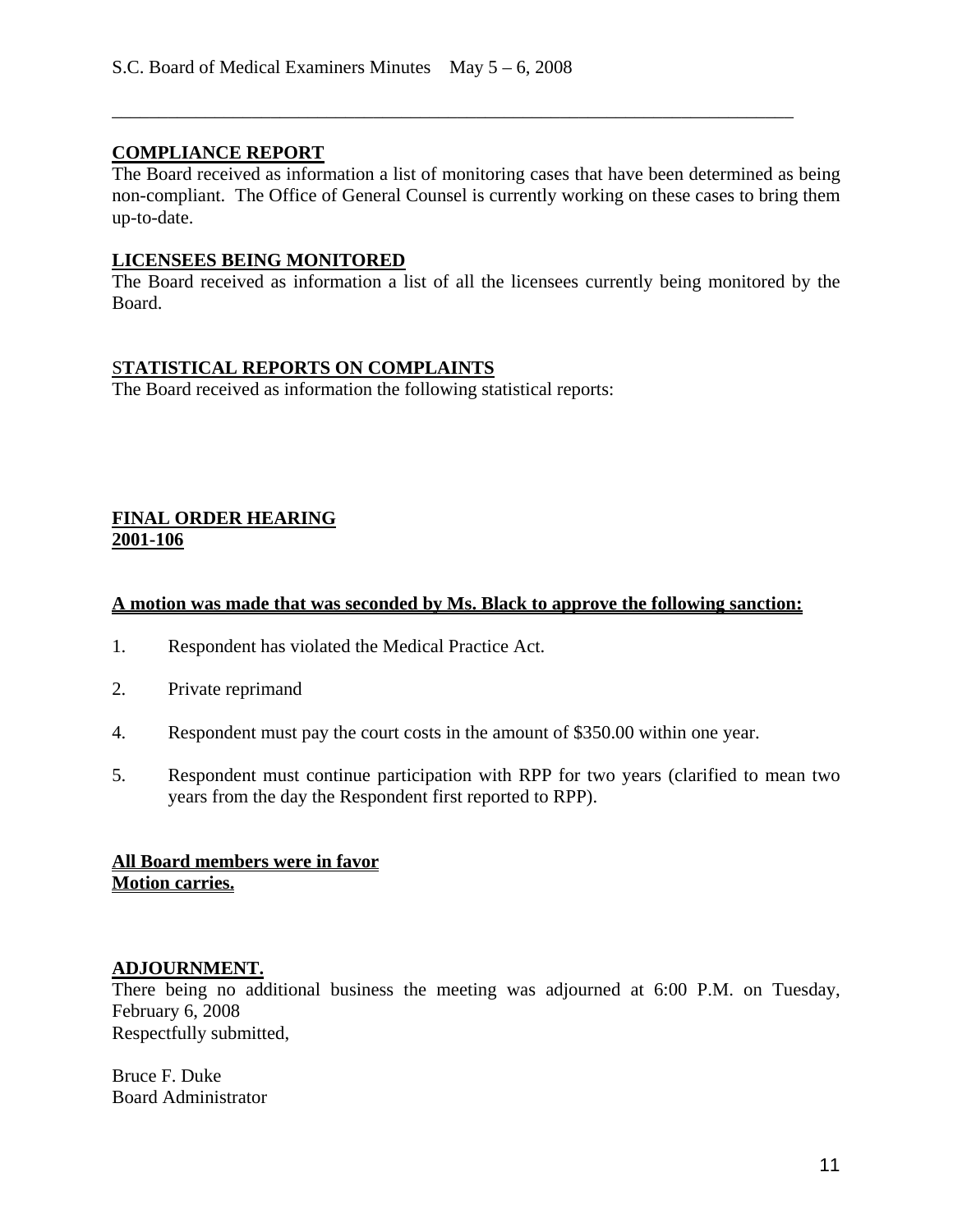## COMPLIANCE REPORT

The Board received as information a list of monitoring cases that have been determined as being non-compliant. The Office of General Counsel is currently working on these cases to bring them up-to-date.

## LICENSEES BEING MONITORED

The Board received as information a list of all the licensees currently being monitored by the Board.

## STATISTICAL REPORTS ON COMPLAINTS

The Board received as information the following statistical reports:

## FINAL ORDER HEARING
## 2001-106

**A motion was made that was seconded by Ms. Black to approve the following sanction:**

1. Respondent has violated the Medical Practice Act.

2. Private reprimand

4. Respondent must pay the court costs in the amount of $350.00 within one year.

5. Respondent must continue participation with RPP for two years (clarified to mean two years from the day the Respondent first reported to RPP).

**All Board members were in favor**
**Motion carries.**

## ADJOURNMENT.

There being no additional business the meeting was adjourned at 6:00 P.M. on Tuesday, February 6, 2008

Respectfully submitted,

Bruce F. Duke
Board Administrator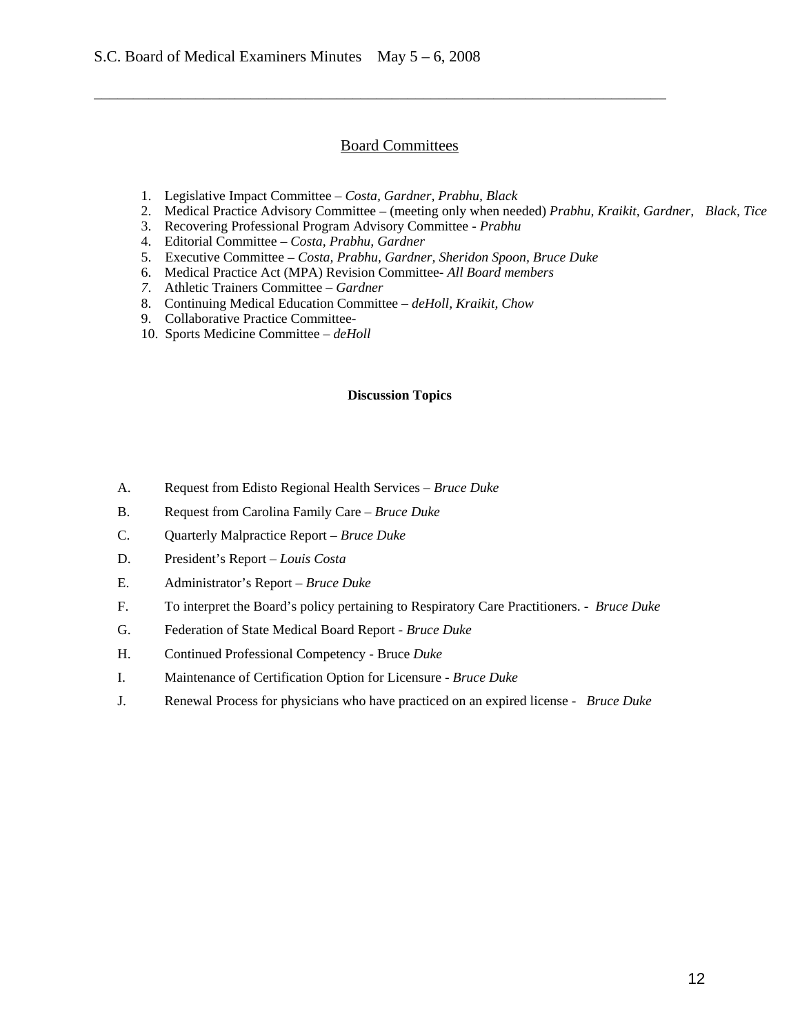## Board Committees

1. Legislative Impact Committee – *Costa, Gardner, Prabhu, Black*
2. Medical Practice Advisory Committee – (meeting only when needed) *Prabhu, Kraikit, Gardner, Black, Tice*
3. Recovering Professional Program Advisory Committee - *Prabhu*
4. Editorial Committee – *Costa, Prabhu, Gardner*
5. Executive Committee – *Costa, Prabhu, Gardner, Sheridon Spoon, Bruce Duke*
6. Medical Practice Act (MPA) Revision Committee- *All Board members*
7. Athletic Trainers Committee – *Gardner*
8. Continuing Medical Education Committee – *deHoll, Kraikit, Chow*
9. Collaborative Practice Committee-
10. Sports Medicine Committee – *deHoll*

**Discussion Topics**

A. Request from Edisto Regional Health Services – *Bruce Duke*

B. Request from Carolina Family Care – *Bruce Duke*

C. Quarterly Malpractice Report – *Bruce Duke*

D. President's Report – *Louis Costa*

E. Administrator's Report – *Bruce Duke*

F. To interpret the Board's policy pertaining to Respiratory Care Practitioners. - *Bruce Duke*

G. Federation of State Medical Board Report - *Bruce Duke*

H. Continued Professional Competency - Bruce *Duke*

I. Maintenance of Certification Option for Licensure - *Bruce Duke*

J. Renewal Process for physicians who have practiced on an expired license - *Bruce Duke*